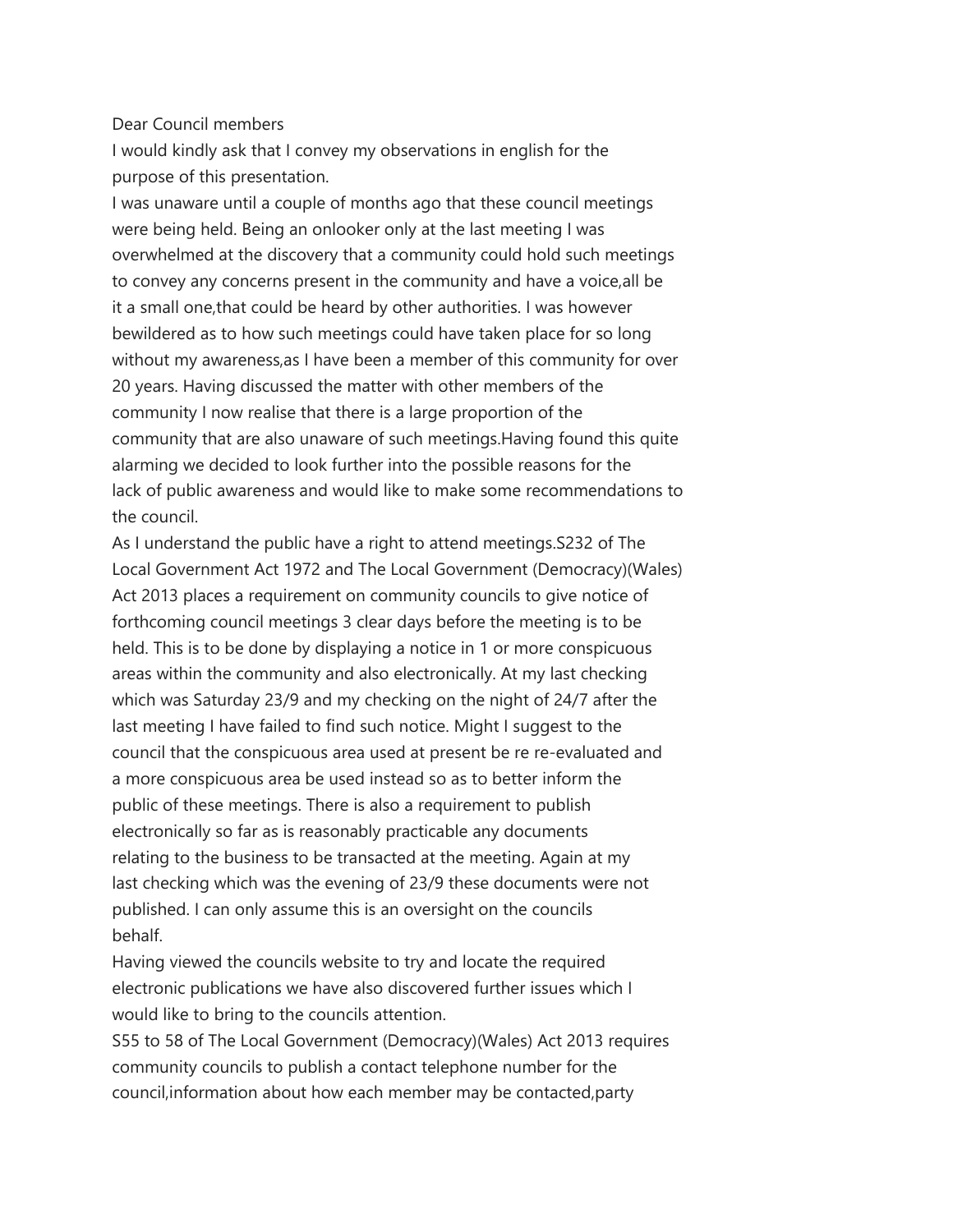Dear Council members

I would kindly ask that I convey my observations in english for the purpose of this presentation.

I was unaware until a couple of months ago that these council meetings were being held. Being an onlooker only at the last meeting I was overwhelmed at the discovery that a community could hold such meetings to convey any concerns present in the community and have a voice,all be it a small one,that could be heard by other authorities. I was however bewildered as to how such meetings could have taken place for so long without my awareness,as I have been a member of this community for over 20 years. Having discussed the matter with other members of the community I now realise that there is a large proportion of the community that are also unaware of such meetings.Having found this quite alarming we decided to look further into the possible reasons for the lack of public awareness and would like to make some recommendations to the council.

As I understand the public have a right to attend meetings.S232 of The Local Government Act 1972 and The Local Government (Democracy)(Wales) Act 2013 places a requirement on community councils to give notice of forthcoming council meetings 3 clear days before the meeting is to be held. This is to be done by displaying a notice in 1 or more conspicuous areas within the community and also electronically. At my last checking which was Saturday 23/9 and my checking on the night of 24/7 after the last meeting I have failed to find such notice. Might I suggest to the council that the conspicuous area used at present be re re-evaluated and a more conspicuous area be used instead so as to better inform the public of these meetings. There is also a requirement to publish electronically so far as is reasonably practicable any documents relating to the business to be transacted at the meeting. Again at my last checking which was the evening of 23/9 these documents were not published. I can only assume this is an oversight on the councils behalf.

Having viewed the councils website to try and locate the required electronic publications we have also discovered further issues which I would like to bring to the councils attention.

S55 to 58 of The Local Government (Democracy)(Wales) Act 2013 requires community councils to publish a contact telephone number for the council,information about how each member may be contacted,party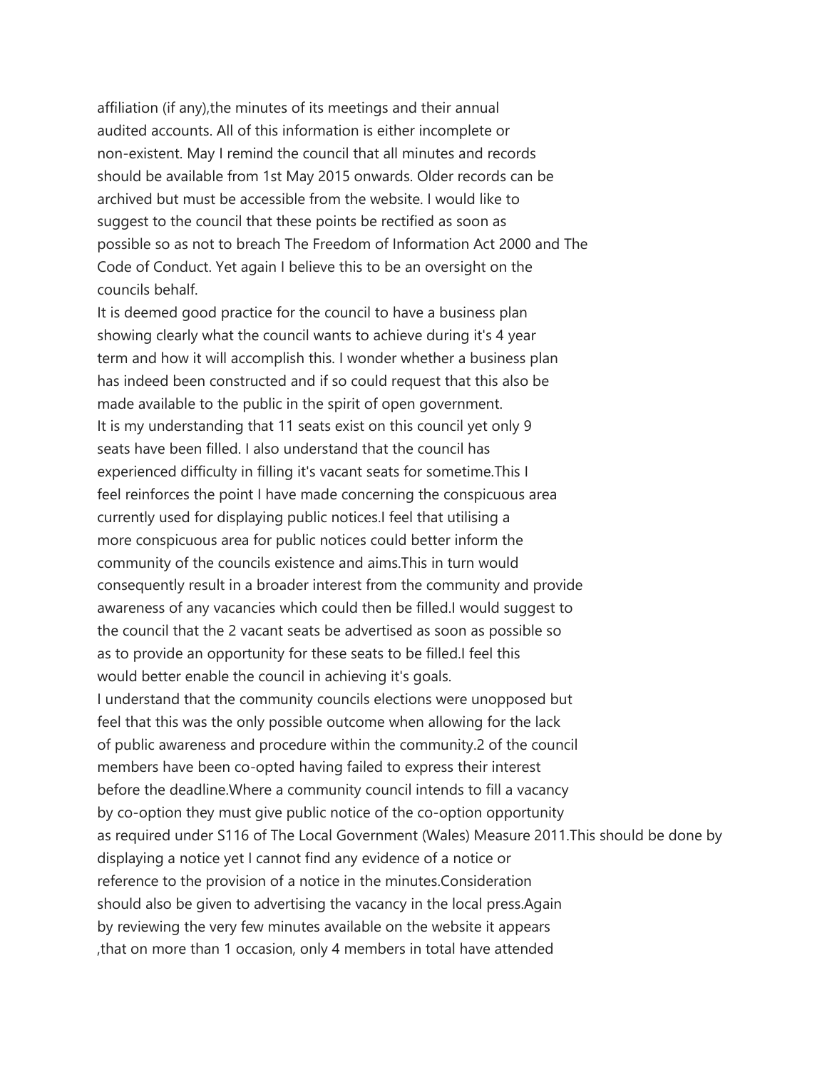affiliation (if any),the minutes of its meetings and their annual audited accounts. All of this information is either incomplete or non-existent. May I remind the council that all minutes and records should be available from 1st May 2015 onwards. Older records can be archived but must be accessible from the website. I would like to suggest to the council that these points be rectified as soon as possible so as not to breach The Freedom of Information Act 2000 and The Code of Conduct. Yet again I believe this to be an oversight on the councils behalf.

It is deemed good practice for the council to have a business plan showing clearly what the council wants to achieve during it's 4 year term and how it will accomplish this. I wonder whether a business plan has indeed been constructed and if so could request that this also be made available to the public in the spirit of open government.

It is my understanding that 11 seats exist on this council yet only 9 seats have been filled. I also understand that the council has experienced difficulty in filling it's vacant seats for sometime.This I feel reinforces the point I have made concerning the conspicuous area currently used for displaying public notices.I feel that utilising a more conspicuous area for public notices could better inform the community of the councils existence and aims.This in turn would consequently result in a broader interest from the community and provide awareness of any vacancies which could then be filled.I would suggest to the council that the 2 vacant seats be advertised as soon as possible so as to provide an opportunity for these seats to be filled.I feel this would better enable the council in achieving it's goals.

I understand that the community councils elections were unopposed but feel that this was the only possible outcome when allowing for the lack of public awareness and procedure within the community.2 of the council members have been co-opted having failed to express their interest before the deadline.Where a community council intends to fill a vacancy by co-option they must give public notice of the co-option opportunity as required under S116 of The Local Government (Wales) Measure 2011.This should be done by displaying a notice yet I cannot find any evidence of a notice or reference to the provision of a notice in the minutes.Consideration should also be given to advertising the vacancy in the local press.Again by reviewing the very few minutes available on the website it appears ,that on more than 1 occasion, only 4 members in total have attended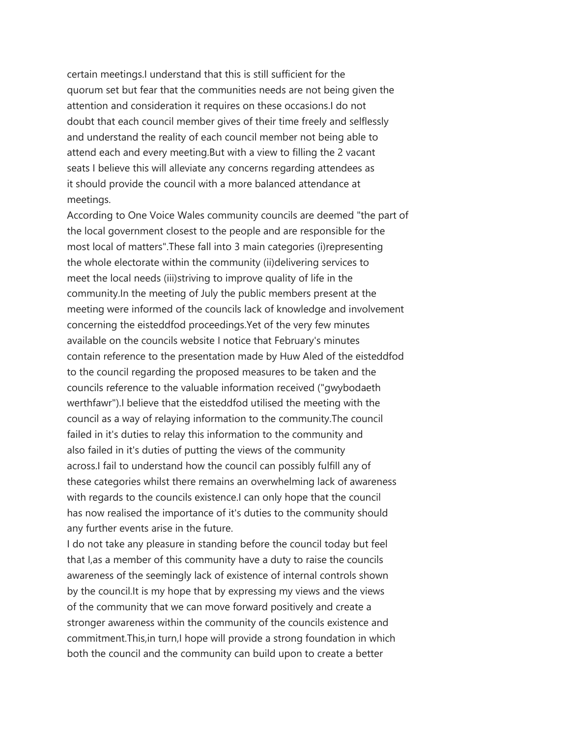certain meetings.I understand that this is still sufficient for the quorum set but fear that the communities needs are not being given the attention and consideration it requires on these occasions.I do not doubt that each council member gives of their time freely and selflessly and understand the reality of each council member not being able to attend each and every meeting.But with a view to filling the 2 vacant seats I believe this will alleviate any concerns regarding attendees as it should provide the council with a more balanced attendance at meetings.

According to One Voice Wales community councils are deemed "the part of the local government closest to the people and are responsible for the most local of matters".These fall into 3 main categories (i)representing the whole electorate within the community (ii)delivering services to meet the local needs (iii)striving to improve quality of life in the community.In the meeting of July the public members present at the meeting were informed of the councils lack of knowledge and involvement concerning the eisteddfod proceedings.Yet of the very few minutes available on the councils website I notice that February's minutes contain reference to the presentation made by Huw Aled of the eisteddfod to the council regarding the proposed measures to be taken and the councils reference to the valuable information received ("gwybodaeth werthfawr").I believe that the eisteddfod utilised the meeting with the council as a way of relaying information to the community.The council failed in it's duties to relay this information to the community and also failed in it's duties of putting the views of the community across.I fail to understand how the council can possibly fulfill any of these categories whilst there remains an overwhelming lack of awareness with regards to the councils existence.I can only hope that the council has now realised the importance of it's duties to the community should any further events arise in the future.

I do not take any pleasure in standing before the council today but feel that I,as a member of this community have a duty to raise the councils awareness of the seemingly lack of existence of internal controls shown by the council.It is my hope that by expressing my views and the views of the community that we can move forward positively and create a stronger awareness within the community of the councils existence and commitment.This,in turn,I hope will provide a strong foundation in which both the council and the community can build upon to create a better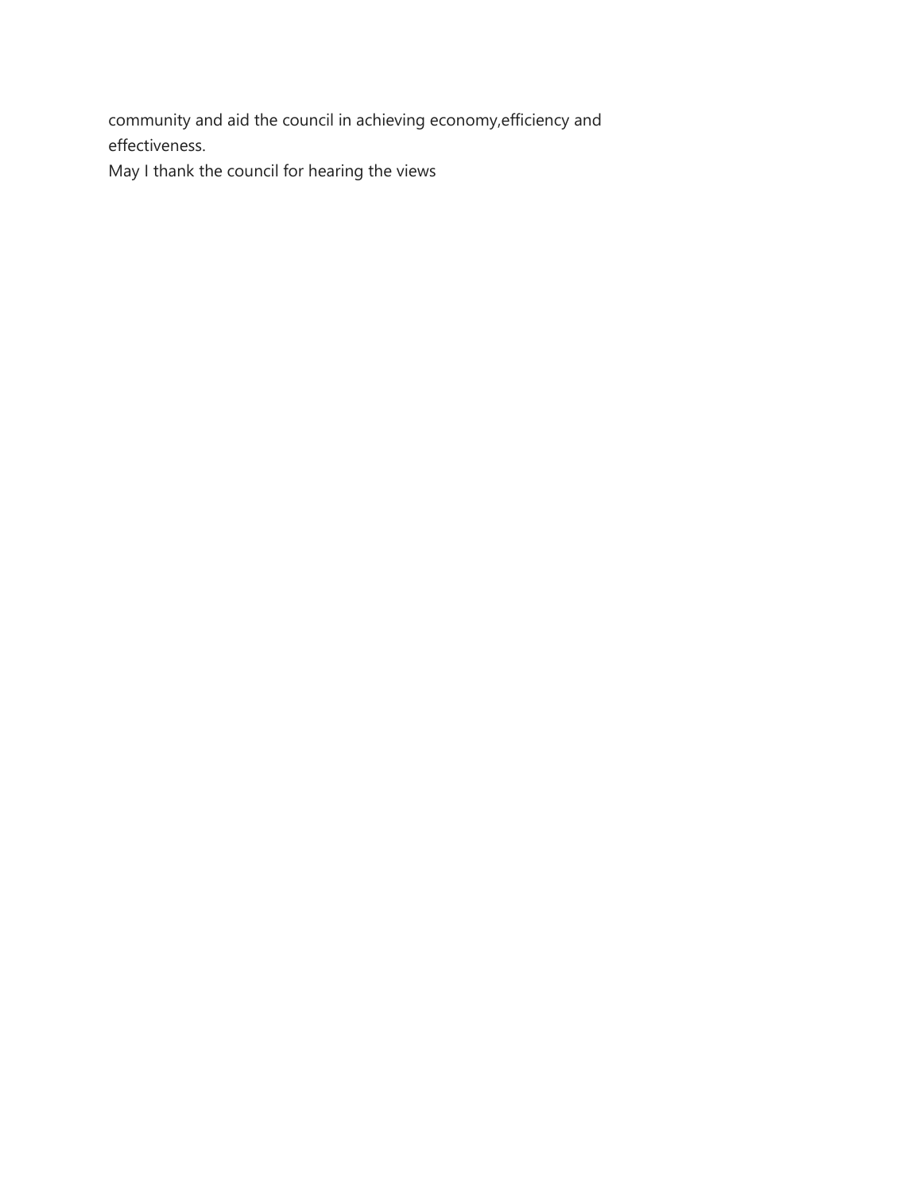community and aid the council in achieving economy,efficiency and effectiveness.
May I thank the council for hearing the views